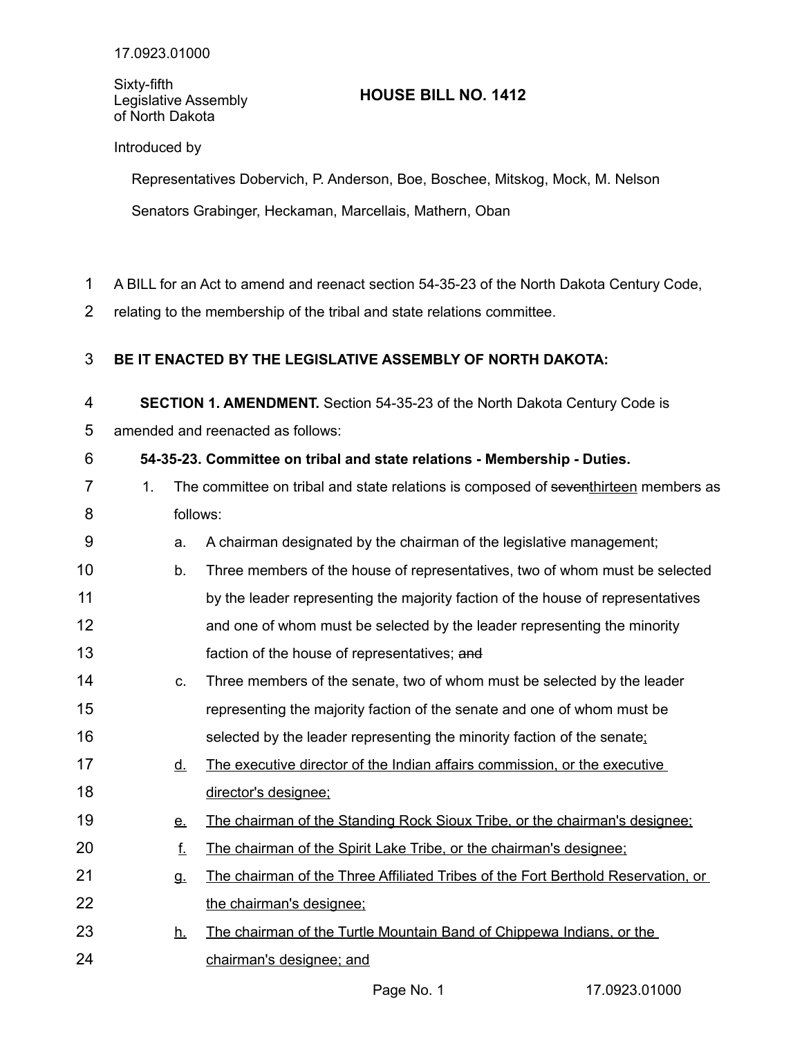17.0923.01000

Sixty-fifth
Legislative Assembly
of North Dakota

# HOUSE BILL NO. 1412

Introduced by

Representatives Dobervich, P. Anderson, Boe, Boschee, Mitskog, Mock, M. Nelson

Senators Grabinger, Heckaman, Marcellais, Mathern, Oban

A BILL for an Act to amend and reenact section 54-35-23 of the North Dakota Century Code, relating to the membership of the tribal and state relations committee.

**BE IT ENACTED BY THE LEGISLATIVE ASSEMBLY OF NORTH DAKOTA:**

**SECTION 1. AMENDMENT.** Section 54-35-23 of the North Dakota Century Code is amended and reenacted as follows:

**54-35-23. Committee on tribal and state relations - Membership - Duties.**

1. The committee on tribal and state relations is composed of ~~seven~~<u>thirteen</u> members as follows:
   a. A chairman designated by the chairman of the legislative management;
   b. Three members of the house of representatives, two of whom must be selected by the leader representing the majority faction of the house of representatives and one of whom must be selected by the leader representing the minority faction of the house of representatives; ~~and~~
   c. Three members of the senate, two of whom must be selected by the leader representing the majority faction of the senate and one of whom must be selected by the leader representing the minority faction of the senate<u>;</u>
   <u>d.</u> <u>The executive director of the Indian affairs commission, or the executive director's designee;</u>
   <u>e.</u> <u>The chairman of the Standing Rock Sioux Tribe, or the chairman's designee;</u>
   <u>f.</u> <u>The chairman of the Spirit Lake Tribe, or the chairman's designee;</u>
   <u>g.</u> <u>The chairman of the Three Affiliated Tribes of the Fort Berthold Reservation, or the chairman's designee;</u>
   <u>h.</u> <u>The chairman of the Turtle Mountain Band of Chippewa Indians, or the chairman's designee; and</u>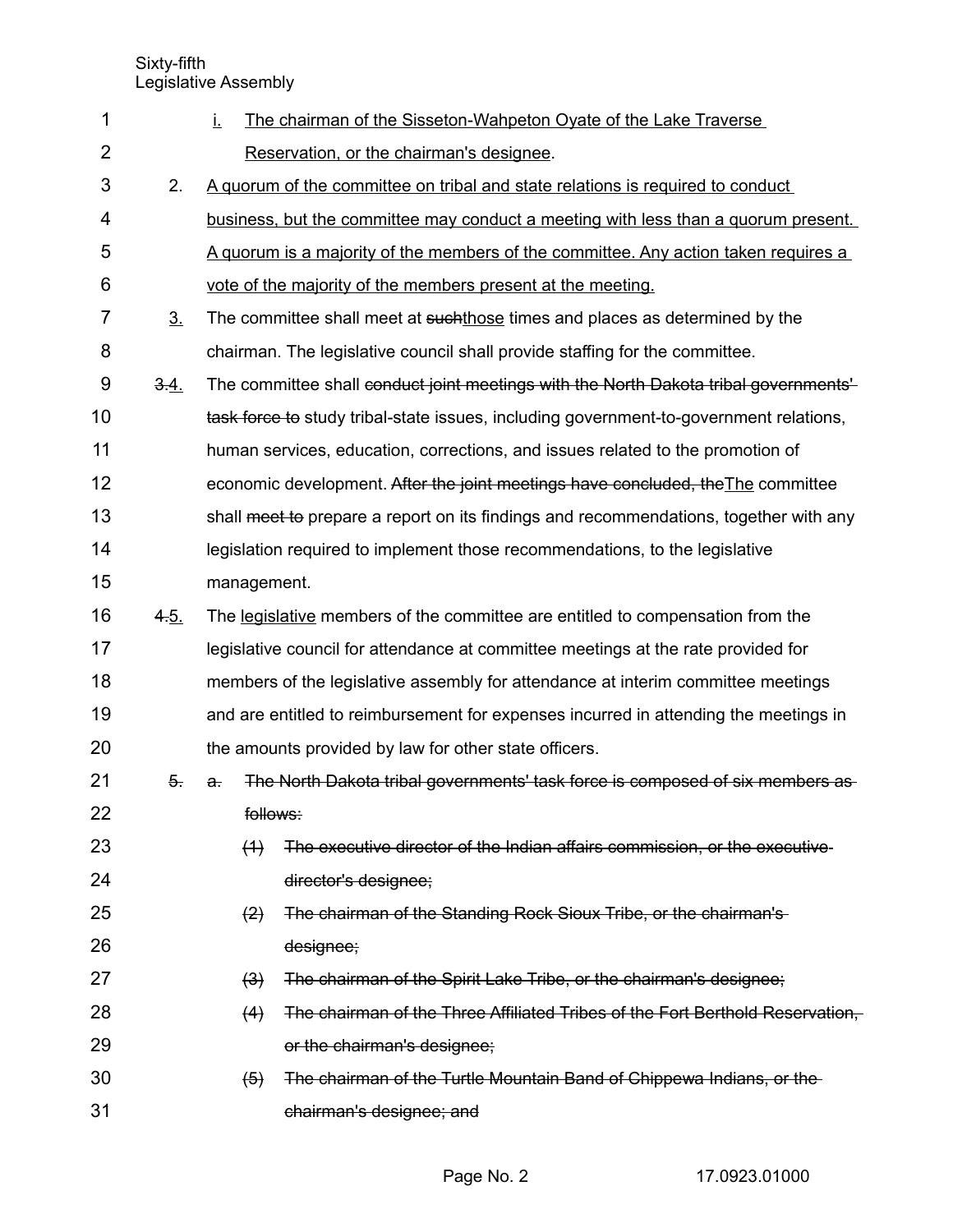i. <u>The chairman of the Sisseton-Wahpeton Oyate of the Lake Traverse Reservation, or the chairman's designee</u>.

2. <u>A quorum of the committee on tribal and state relations is required to conduct business, but the committee may conduct a meeting with less than a quorum present. A quorum is a majority of the members of the committee. Any action taken requires a vote of the majority of the members present at the meeting.</u>

<u>3.</u> The committee shall meet at ~~such~~<u>those</u> times and places as determined by the chairman. The legislative council shall provide staffing for the committee.

~~3.~~<u>4.</u> The committee shall ~~conduct joint meetings with the North Dakota tribal governments' task force to~~ study tribal-state issues, including government-to-government relations, human services, education, corrections, and issues related to the promotion of economic development. ~~After the joint meetings have concluded, the~~<u>The</u> committee shall ~~meet to~~ prepare a report on its findings and recommendations, together with any legislation required to implement those recommendations, to the legislative management.

~~4.~~<u>5.</u> The <u>legislative</u> members of the committee are entitled to compensation from the legislative council for attendance at committee meetings at the rate provided for members of the legislative assembly for attendance at interim committee meetings and are entitled to reimbursement for expenses incurred in attending the meetings in the amounts provided by law for other state officers.

~~5.~~ ~~a.~~ ~~The North Dakota tribal governments' task force is composed of six members as follows:~~

~~(1)~~ ~~The executive director of the Indian affairs commission, or the executive director's designee;~~

~~(2)~~ ~~The chairman of the Standing Rock Sioux Tribe, or the chairman's designee;~~

~~(3)~~ ~~The chairman of the Spirit Lake Tribe, or the chairman's designee;~~

~~(4)~~ ~~The chairman of the Three Affiliated Tribes of the Fort Berthold Reservation, or the chairman's designee;~~

~~(5)~~ ~~The chairman of the Turtle Mountain Band of Chippewa Indians, or the chairman's designee; and~~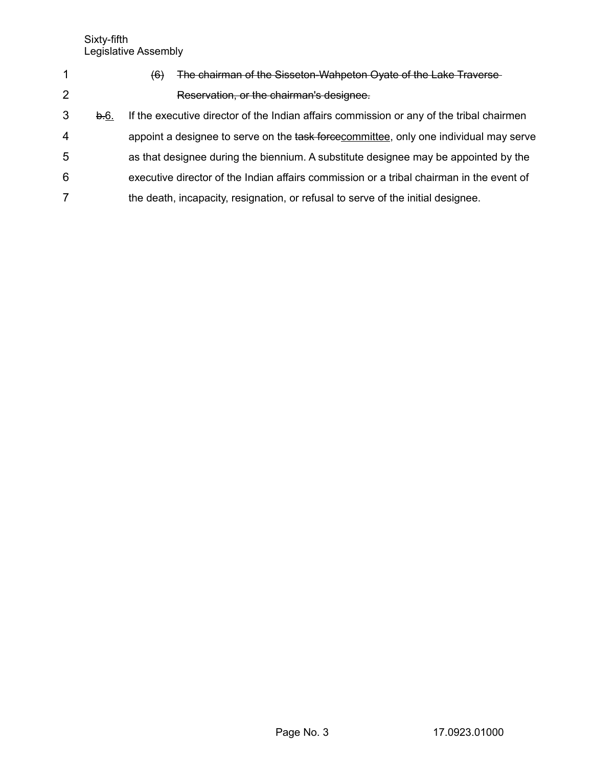~~(6) The chairman of the Sisseton-Wahpeton Oyate of the Lake Traverse Reservation, or the chairman's designee.~~

~~b.~~6. If the executive director of the Indian affairs commission or any of the tribal chairmen appoint a designee to serve on the ~~task force~~committee, only one individual may serve as that designee during the biennium. A substitute designee may be appointed by the executive director of the Indian affairs commission or a tribal chairman in the event of the death, incapacity, resignation, or refusal to serve of the initial designee.